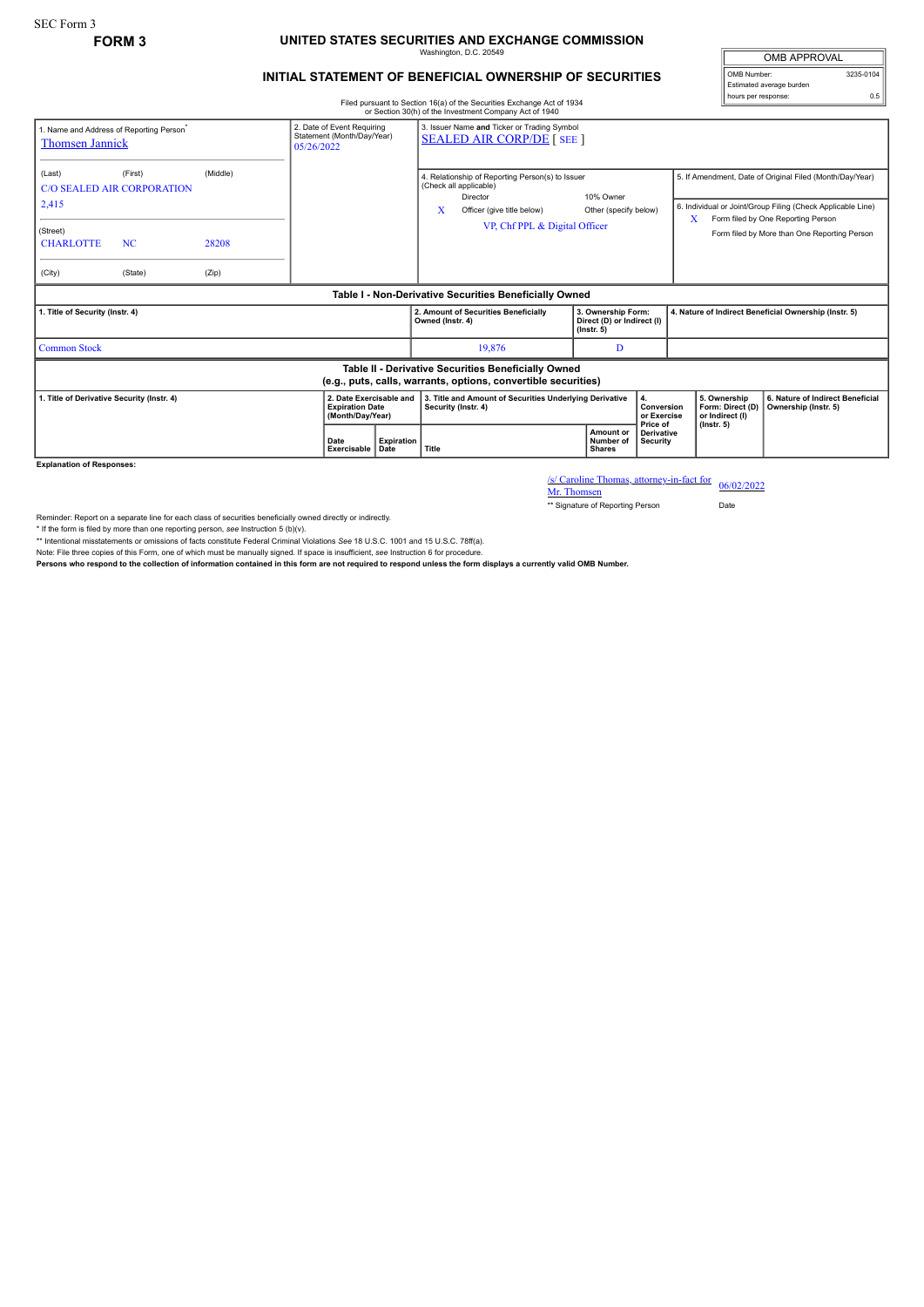SEC Form 3

**FORM 3**

# UNITED STATES SECURITIES AND EXCHANGE COMMISSION

Washington, D.C. 20549

## INITIAL STATEMENT OF BENEFICIAL OWNERSHIP OF SECURITIES

Filed pursuant to Section 16(a) of the Securities Exchange Act of 1934
or Section 30(h) of the Investment Company Act of 1940

| OMB APPROVAL | |
|---|---|
| OMB Number: | 3235-0104 |
| Estimated average burden hours per response: | 0.5 |

1. Name and Address of Reporting Person*
Thomsen Jannick

(Last) (First) (Middle)
C/O SEALED AIR CORPORATION
2,415

(Street)
CHARLOTTE NC 28208

(City) (State) (Zip)

2. Date of Event Requiring Statement (Month/Day/Year)
05/26/2022

3. Issuer Name and Ticker or Trading Symbol
SEALED AIR CORP/DE [ SEE ]

4. Relationship of Reporting Person(s) to Issuer (Check all applicable)
Director
10% Owner
X Officer (give title below)
Other (specify below)
VP, Chf PPL & Digital Officer

5. If Amendment, Date of Original Filed (Month/Day/Year)

6. Individual or Joint/Group Filing (Check Applicable Line)
X Form filed by One Reporting Person
Form filed by More than One Reporting Person

### Table I - Non-Derivative Securities Beneficially Owned

| 1. Title of Security (Instr. 4) | 2. Amount of Securities Beneficially Owned (Instr. 4) | 3. Ownership Form: Direct (D) or Indirect (I) (Instr. 5) | 4. Nature of Indirect Beneficial Ownership (Instr. 5) |
|---|---|---|---|
| Common Stock | 19,876 | D | |

### Table II - Derivative Securities Beneficially Owned (e.g., puts, calls, warrants, options, convertible securities)

| 1. Title of Derivative Security (Instr. 4) | 2. Date Exercisable and Expiration Date (Month/Day/Year) | | 3. Title and Amount of Securities Underlying Derivative Security (Instr. 4) | | 4. Conversion or Exercise Price of Derivative Security | 5. Ownership Form: Direct (D) or Indirect (I) (Instr. 5) | 6. Nature of Indirect Beneficial Ownership (Instr. 5) |
|---|---|---|---|---|---|---|---|
| | Date Exercisable | Expiration Date | Title | Amount or Number of Shares | | | |

**Explanation of Responses:**

/s/ Caroline Thomas, attorney-in-fact for Mr. Thomsen    06/02/2022

** Signature of Reporting Person    Date

Reminder: Report on a separate line for each class of securities beneficially owned directly or indirectly.

* If the form is filed by more than one reporting person, *see* Instruction 5 (b)(v).

** Intentional misstatements or omissions of facts constitute Federal Criminal Violations *See* 18 U.S.C. 1001 and 15 U.S.C. 78ff(a).

Note: File three copies of this Form, one of which must be manually signed. If space is insufficient, *see* Instruction 6 for procedure.

**Persons who respond to the collection of information contained in this form are not required to respond unless the form displays a currently valid OMB Number.**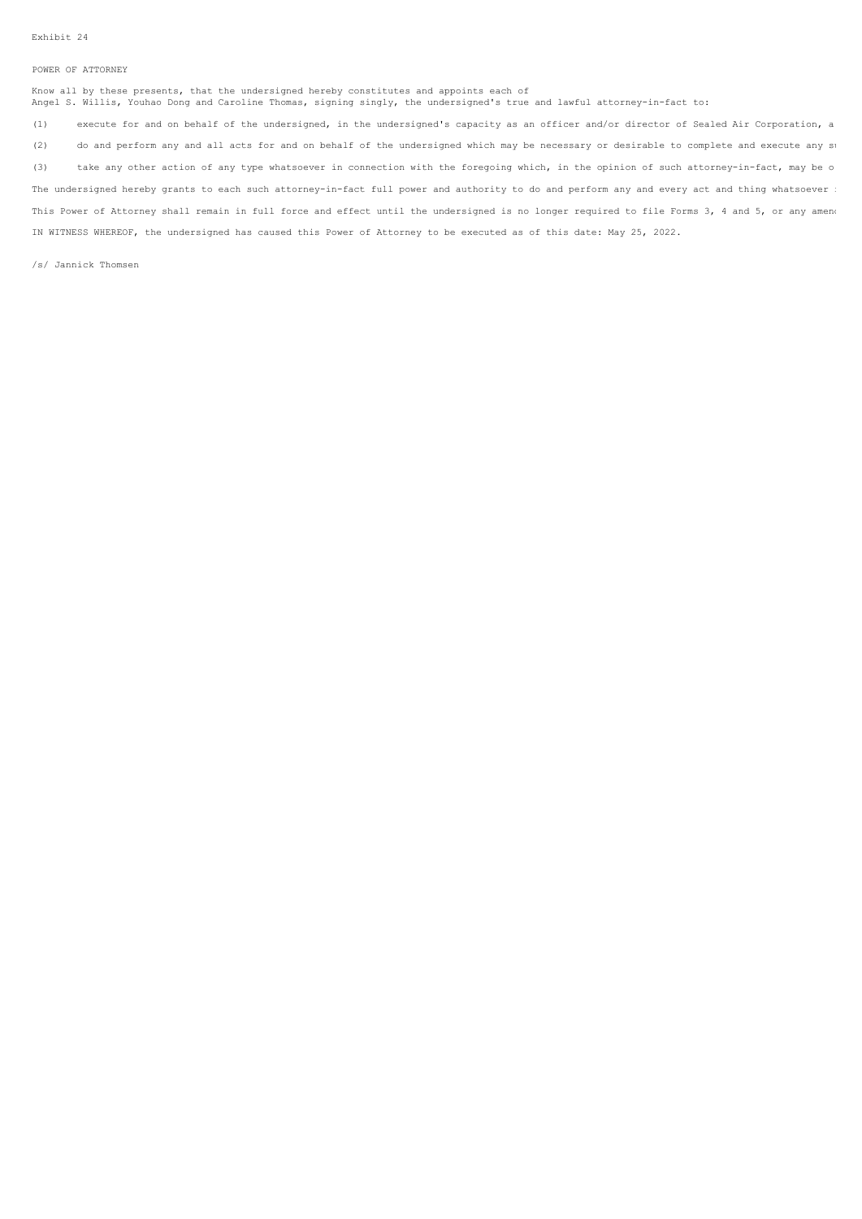Exhibit 24

POWER OF ATTORNEY

Know all by these presents, that the undersigned hereby constitutes and appoints each of
Angel S. Willis, Youhao Dong and Caroline Thomas, signing singly, the undersigned's true and lawful attorney-in-fact to:

(1) execute for and on behalf of the undersigned, in the undersigned's capacity as an officer and/or director of Sealed Air Corporation, a

(2) do and perform any and all acts for and on behalf of the undersigned which may be necessary or desirable to complete and execute any su

(3) take any other action of any type whatsoever in connection with the foregoing which, in the opinion of such attorney-in-fact, may be o

The undersigned hereby grants to each such attorney-in-fact full power and authority to do and perform any and every act and thing whatsoever i

This Power of Attorney shall remain in full force and effect until the undersigned is no longer required to file Forms 3, 4 and 5, or any amend

IN WITNESS WHEREOF, the undersigned has caused this Power of Attorney to be executed as of this date: May 25, 2022.

/s/ Jannick Thomsen